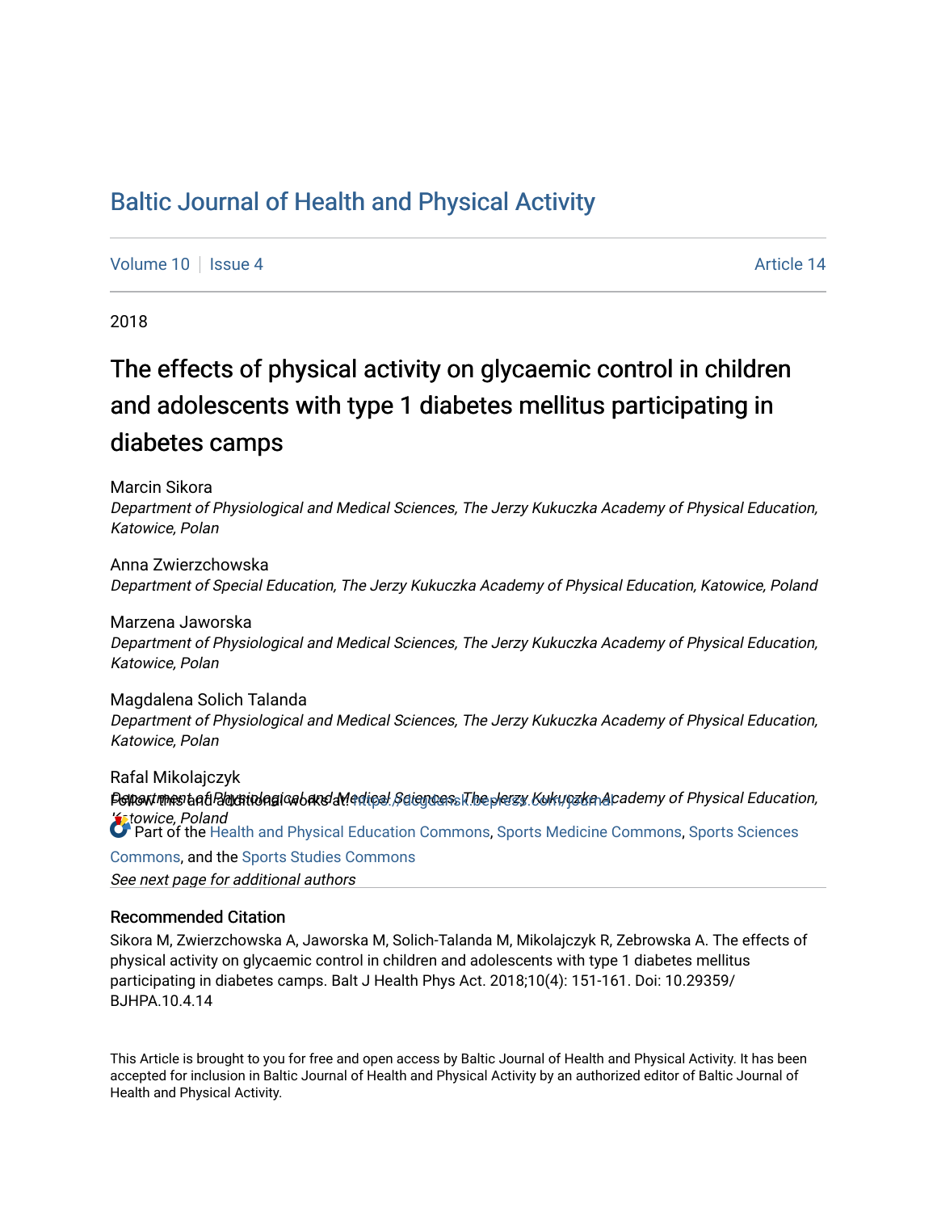# Baltic Journal of Health and Physical Activity

Volume 10 | Issue 4 | Article 14

2018

## The effects of physical activity on glycaemic control in children and adolescents with type 1 diabetes mellitus participating in diabetes camps

Marcin Sikora
*Department of Physiological and Medical Sciences, The Jerzy Kukuczka Academy of Physical Education, Katowice, Polan*

Anna Zwierzchowska
*Department of Special Education, The Jerzy Kukuczka Academy of Physical Education, Katowice, Poland*

Marzena Jaworska
*Department of Physiological and Medical Sciences, The Jerzy Kukuczka Academy of Physical Education, Katowice, Polan*

Magdalena Solich Talanda
*Department of Physiological and Medical Sciences, The Jerzy Kukuczka Academy of Physical Education, Katowice, Polan*

Rafal Mikolajczyk
*Department of Physiological and Medical Sciences, The Jerzy Kukuczka Academy of Physical Education, Katowice, Poland*

Follow this and additional works at: https://dcgdansk.bepress.com/journal

Part of the Health and Physical Education Commons, Sports Medicine Commons, Sports Sciences Commons, and the Sports Studies Commons

*See next page for additional authors*

### Recommended Citation

Sikora M, Zwierzchowska A, Jaworska M, Solich-Talanda M, Mikolajczyk R, Zebrowska A. The effects of physical activity on glycaemic control in children and adolescents with type 1 diabetes mellitus participating in diabetes camps. Balt J Health Phys Act. 2018;10(4): 151-161. Doi: 10.29359/BJHPA.10.4.14

This Article is brought to you for free and open access by Baltic Journal of Health and Physical Activity. It has been accepted for inclusion in Baltic Journal of Health and Physical Activity by an authorized editor of Baltic Journal of Health and Physical Activity.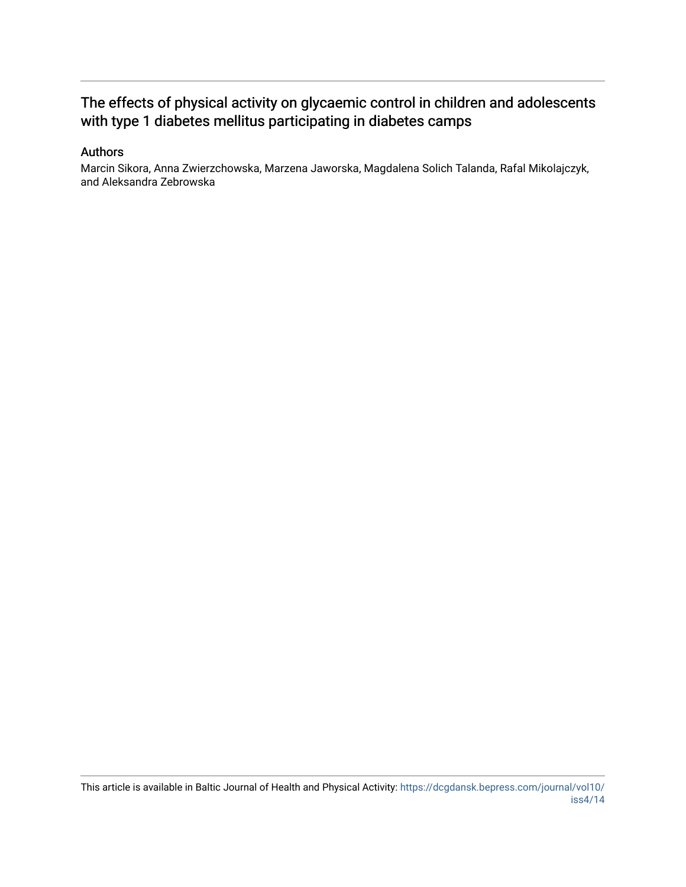# The effects of physical activity on glycaemic control in children and adolescents with type 1 diabetes mellitus participating in diabetes camps

## Authors

Marcin Sikora, Anna Zwierzchowska, Marzena Jaworska, Magdalena Solich Talanda, Rafal Mikolajczyk, and Aleksandra Zebrowska

This article is available in Baltic Journal of Health and Physical Activity: https://dcgdansk.bepress.com/journal/vol10/iss4/14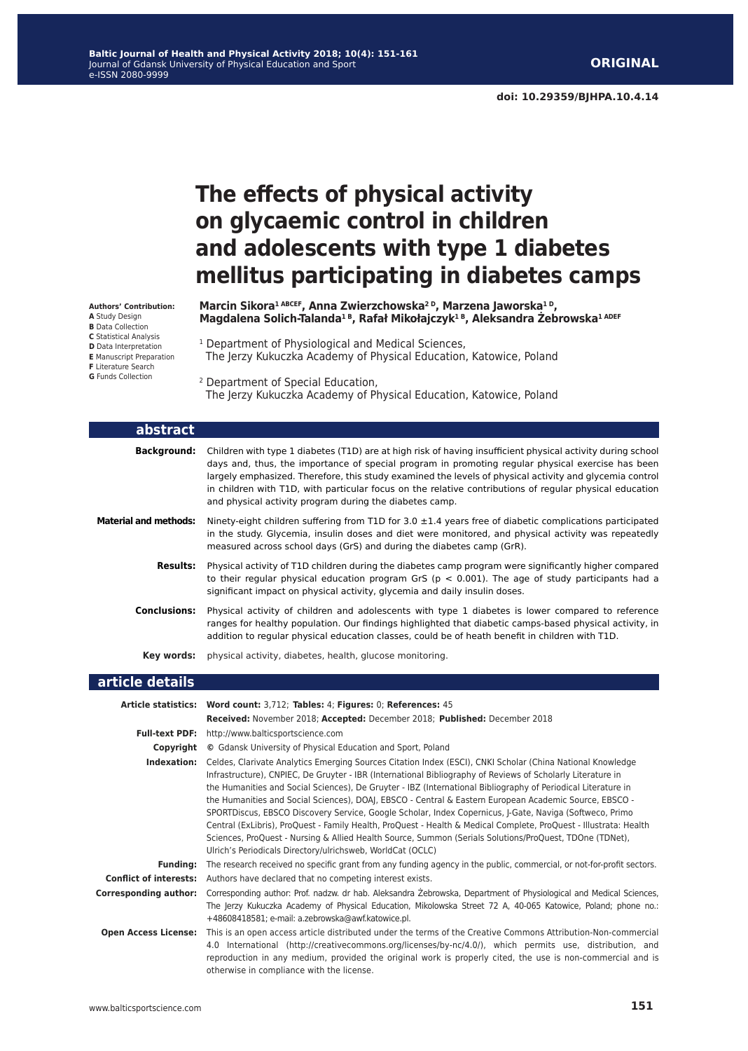ORIGINAL

doi: 10.29359/BJHPA.10.4.14

# The effects of physical activity on glycaemic control in children and adolescents with type 1 diabetes mellitus participating in diabetes camps

**Authors' Contribution:**
**A** Study Design
**B** Data Collection
**C** Statistical Analysis
**D** Data Interpretation
**E** Manuscript Preparation
**F** Literature Search
**G** Funds Collection

**Marcin Sikora[1 ABCEF], Anna Zwierzchowska[2 D], Marzena Jaworska[1 D], Magdalena Solich-Talanda[1 B], Rafał Mikołajczyk[1 B], Aleksandra Żebrowska[1 ADEF]**

[1] Department of Physiological and Medical Sciences, The Jerzy Kukuczka Academy of Physical Education, Katowice, Poland

[2] Department of Special Education, The Jerzy Kukuczka Academy of Physical Education, Katowice, Poland

## abstract

**Background:** Children with type 1 diabetes (T1D) are at high risk of having insufficient physical activity during school days and, thus, the importance of special program in promoting regular physical exercise has been largely emphasized. Therefore, this study examined the levels of physical activity and glycemia control in children with T1D, with particular focus on the relative contributions of regular physical education and physical activity program during the diabetes camp.

**Material and methods:** Ninety-eight children suffering from T1D for 3.0 ±1.4 years free of diabetic complications participated in the study. Glycemia, insulin doses and diet were monitored, and physical activity was repeatedly measured across school days (GrS) and during the diabetes camp (GrR).

**Results:** Physical activity of T1D children during the diabetes camp program were significantly higher compared to their regular physical education program GrS ($p < 0.001$). The age of study participants had a significant impact on physical activity, glycemia and daily insulin doses.

**Conclusions:** Physical activity of children and adolescents with type 1 diabetes is lower compared to reference ranges for healthy population. Our findings highlighted that diabetic camps-based physical activity, in addition to regular physical education classes, could be of heath benefit in children with T1D.

**Key words:** physical activity, diabetes, health, glucose monitoring.

## article details

**Article statistics:** **Word count:** 3,712; **Tables:** 4; **Figures:** 0; **References:** 45
**Received:** November 2018; **Accepted:** December 2018; **Published:** December 2018

**Full-text PDF:** http://www.balticsportscience.com

**Copyright** © Gdansk University of Physical Education and Sport, Poland

**Indexation:** Celdes, Clarivate Analytics Emerging Sources Citation Index (ESCI), CNKI Scholar (China National Knowledge Infrastructure), CNPIEC, De Gruyter - IBR (International Bibliography of Reviews of Scholarly Literature in the Humanities and Social Sciences), De Gruyter - IBZ (International Bibliography of Periodical Literature in the Humanities and Social Sciences), DOAJ, EBSCO - Central & Eastern European Academic Source, EBSCO - SPORTDiscus, EBSCO Discovery Service, Google Scholar, Index Copernicus, J-Gate, Naviga (Softweco, Primo Central (ExLibris), ProQuest - Family Health, ProQuest - Health & Medical Complete, ProQuest - Illustrata: Health Sciences, ProQuest - Nursing & Allied Health Source, Summon (Serials Solutions/ProQuest, TDOne (TDNet), Ulrich's Periodicals Directory/ulrichsweb, WorldCat (OCLC)

**Funding:** The research received no specific grant from any funding agency in the public, commercial, or not-for-profit sectors.

**Conflict of interests:** Authors have declared that no competing interest exists.

**Corresponding author:** Corresponding author: Prof. nadzw. dr hab. Aleksandra Żebrowska, Department of Physiological and Medical Sciences, The Jerzy Kukuczka Academy of Physical Education, Mikolowska Street 72 A, 40-065 Katowice, Poland; phone no.: +48608418581; e-mail: a.zebrowska@awf.katowice.pl.

**Open Access License:** This is an open access article distributed under the terms of the Creative Commons Attribution-Non-commercial 4.0 International (http://creativecommons.org/licenses/by-nc/4.0/), which permits use, distribution, and reproduction in any medium, provided the original work is properly cited, the use is non-commercial and is otherwise in compliance with the license.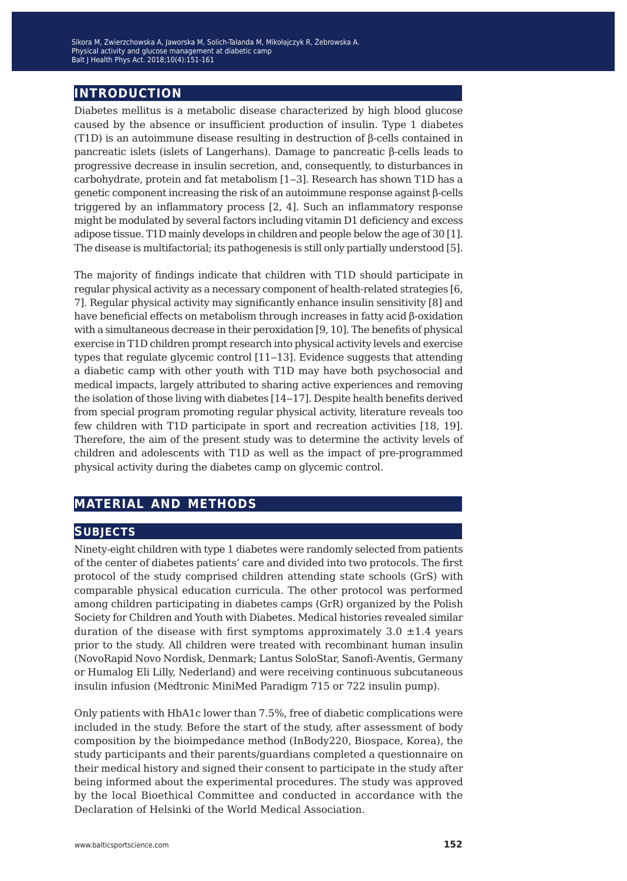## INTRODUCTION

Diabetes mellitus is a metabolic disease characterized by high blood glucose caused by the absence or insufficient production of insulin. Type 1 diabetes (T1D) is an autoimmune disease resulting in destruction of β-cells contained in pancreatic islets (islets of Langerhans). Damage to pancreatic β-cells leads to progressive decrease in insulin secretion, and, consequently, to disturbances in carbohydrate, protein and fat metabolism [1–3]. Research has shown T1D has a genetic component increasing the risk of an autoimmune response against β-cells triggered by an inflammatory process [2, 4]. Such an inflammatory response might be modulated by several factors including vitamin D1 deficiency and excess adipose tissue. T1D mainly develops in children and people below the age of 30 [1]. The disease is multifactorial; its pathogenesis is still only partially understood [5].

The majority of findings indicate that children with T1D should participate in regular physical activity as a necessary component of health-related strategies [6, 7]. Regular physical activity may significantly enhance insulin sensitivity [8] and have beneficial effects on metabolism through increases in fatty acid β-oxidation with a simultaneous decrease in their peroxidation [9, 10]. The benefits of physical exercise in T1D children prompt research into physical activity levels and exercise types that regulate glycemic control [11–13]. Evidence suggests that attending a diabetic camp with other youth with T1D may have both psychosocial and medical impacts, largely attributed to sharing active experiences and removing the isolation of those living with diabetes [14–17]. Despite health benefits derived from special program promoting regular physical activity, literature reveals too few children with T1D participate in sport and recreation activities [18, 19]. Therefore, the aim of the present study was to determine the activity levels of children and adolescents with T1D as well as the impact of pre-programmed physical activity during the diabetes camp on glycemic control.

## MATERIAL AND METHODS

### SUBJECTS

Ninety-eight children with type 1 diabetes were randomly selected from patients of the center of diabetes patients' care and divided into two protocols. The first protocol of the study comprised children attending state schools (GrS) with comparable physical education curricula. The other protocol was performed among children participating in diabetes camps (GrR) organized by the Polish Society for Children and Youth with Diabetes. Medical histories revealed similar duration of the disease with first symptoms approximately 3.0 ±1.4 years prior to the study. All children were treated with recombinant human insulin (NovoRapid Novo Nordisk, Denmark; Lantus SoloStar, Sanofi-Aventis, Germany or Humalog Eli Lilly, Nederland) and were receiving continuous subcutaneous insulin infusion (Medtronic MiniMed Paradigm 715 or 722 insulin pump).

Only patients with HbA1c lower than 7.5%, free of diabetic complications were included in the study. Before the start of the study, after assessment of body composition by the bioimpedance method (InBody220, Biospace, Korea), the study participants and their parents/guardians completed a questionnaire on their medical history and signed their consent to participate in the study after being informed about the experimental procedures. The study was approved by the local Bioethical Committee and conducted in accordance with the Declaration of Helsinki of the World Medical Association.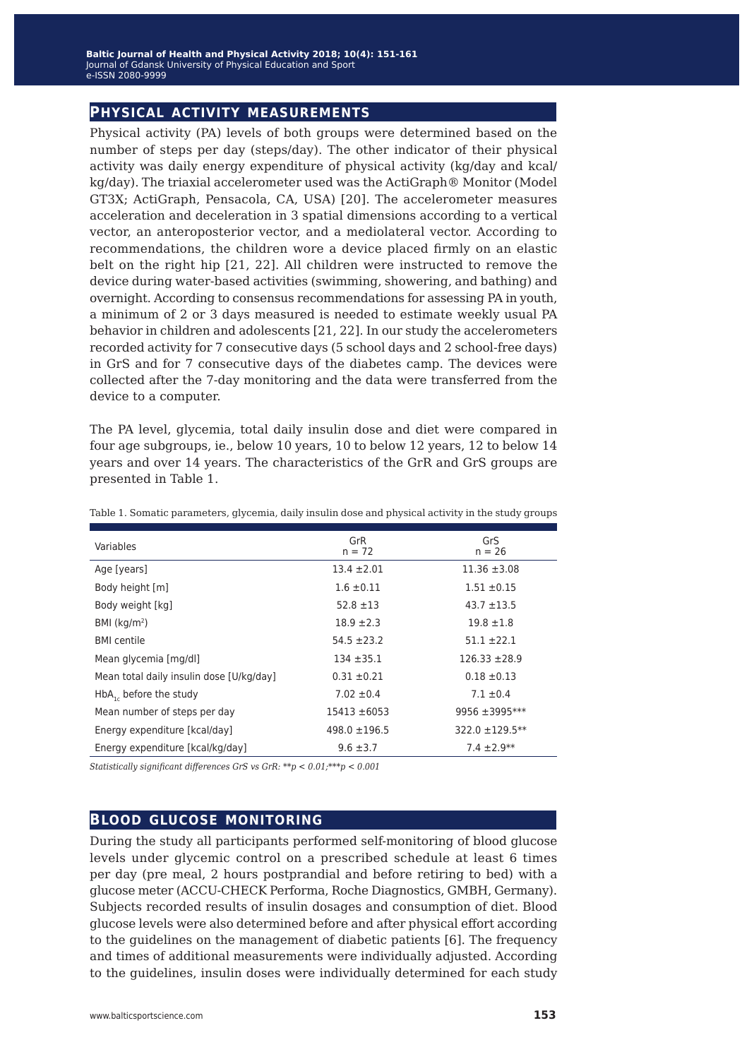## Physical activity measurements

Physical activity (PA) levels of both groups were determined based on the number of steps per day (steps/day). The other indicator of their physical activity was daily energy expenditure of physical activity (kg/day and kcal/kg/day). The triaxial accelerometer used was the ActiGraph® Monitor (Model GT3X; ActiGraph, Pensacola, CA, USA) [20]. The accelerometer measures acceleration and deceleration in 3 spatial dimensions according to a vertical vector, an anteroposterior vector, and a mediolateral vector. According to recommendations, the children wore a device placed firmly on an elastic belt on the right hip [21, 22]. All children were instructed to remove the device during water-based activities (swimming, showering, and bathing) and overnight. According to consensus recommendations for assessing PA in youth, a minimum of 2 or 3 days measured is needed to estimate weekly usual PA behavior in children and adolescents [21, 22]. In our study the accelerometers recorded activity for 7 consecutive days (5 school days and 2 school-free days) in GrS and for 7 consecutive days of the diabetes camp. The devices were collected after the 7-day monitoring and the data were transferred from the device to a computer.

The PA level, glycemia, total daily insulin dose and diet were compared in four age subgroups, ie., below 10 years, 10 to below 12 years, 12 to below 14 years and over 14 years. The characteristics of the GrR and GrS groups are presented in Table 1.

Table 1. Somatic parameters, glycemia, daily insulin dose and physical activity in the study groups

| Variables | GrR n = 72 | GrS n = 26 |
|---|---|---|
| Age [years] | 13.4 ±2.01 | 11.36 ±3.08 |
| Body height [m] | 1.6 ±0.11 | 1.51 ±0.15 |
| Body weight [kg] | 52.8 ±13 | 43.7 ±13.5 |
| BMI (kg/m$^2$) | 18.9 ±2.3 | 19.8 ±1.8 |
| BMI centile | 54.5 ±23.2 | 51.1 ±22.1 |
| Mean glycemia [mg/dl] | 134 ±35.1 | 126.33 ±28.9 |
| Mean total daily insulin dose [U/kg/day] | 0.31 ±0.21 | 0.18 ±0.13 |
| $HbA_{1c}$ before the study | 7.02 ±0.4 | 7.1 ±0.4 |
| Mean number of steps per day | 15413 ±6053 | 9956 ±3995*** |
| Energy expenditure [kcal/day] | 498.0 ±196.5 | 322.0 ±129.5** |
| Energy expenditure [kcal/kg/day] | 9.6 ±3.7 | 7.4 ±2.9** |

*Statistically significant differences GrS vs GrR: ** $p < 0.01$; *** $p < 0.001$*

## Blood glucose monitoring

During the study all participants performed self-monitoring of blood glucose levels under glycemic control on a prescribed schedule at least 6 times per day (pre meal, 2 hours postprandial and before retiring to bed) with a glucose meter (ACCU-CHECK Performa, Roche Diagnostics, GMBH, Germany). Subjects recorded results of insulin dosages and consumption of diet. Blood glucose levels were also determined before and after physical effort according to the guidelines on the management of diabetic patients [6]. The frequency and times of additional measurements were individually adjusted. According to the guidelines, insulin doses were individually determined for each study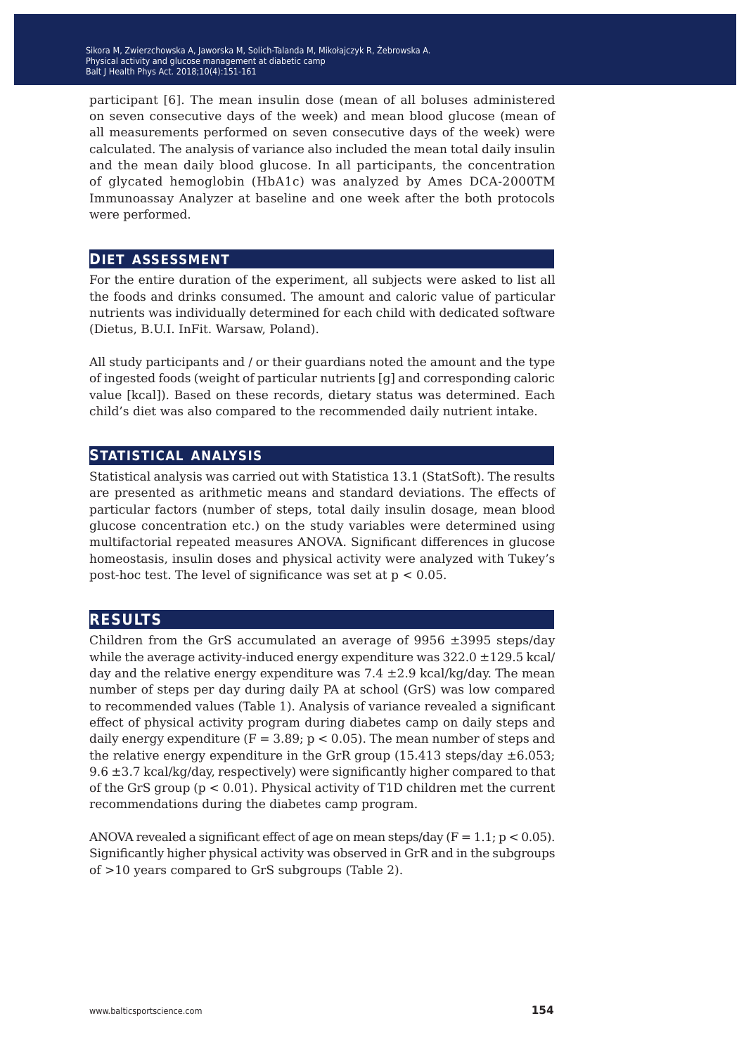participant [6]. The mean insulin dose (mean of all boluses administered on seven consecutive days of the week) and mean blood glucose (mean of all measurements performed on seven consecutive days of the week) were calculated. The analysis of variance also included the mean total daily insulin and the mean daily blood glucose. In all participants, the concentration of glycated hemoglobin (HbA1c) was analyzed by Ames DCA-2000TM Immunoassay Analyzer at baseline and one week after the both protocols were performed.

## Diet assessment

For the entire duration of the experiment, all subjects were asked to list all the foods and drinks consumed. The amount and caloric value of particular nutrients was individually determined for each child with dedicated software (Dietus, B.U.I. InFit. Warsaw, Poland).

All study participants and / or their guardians noted the amount and the type of ingested foods (weight of particular nutrients [g] and corresponding caloric value [kcal]). Based on these records, dietary status was determined. Each child's diet was also compared to the recommended daily nutrient intake.

## Statistical analysis

Statistical analysis was carried out with Statistica 13.1 (StatSoft). The results are presented as arithmetic means and standard deviations. The effects of particular factors (number of steps, total daily insulin dosage, mean blood glucose concentration etc.) on the study variables were determined using multifactorial repeated measures ANOVA. Significant differences in glucose homeostasis, insulin doses and physical activity were analyzed with Tukey's post-hoc test. The level of significance was set at $p < 0.05$.

## Results

Children from the GrS accumulated an average of 9956 ±3995 steps/day while the average activity-induced energy expenditure was 322.0 ±129.5 kcal/day and the relative energy expenditure was 7.4 ±2.9 kcal/kg/day. The mean number of steps per day during daily PA at school (GrS) was low compared to recommended values (Table 1). Analysis of variance revealed a significant effect of physical activity program during diabetes camp on daily steps and daily energy expenditure ($F = 3.89$; $p < 0.05$). The mean number of steps and the relative energy expenditure in the GrR group (15.413 steps/day ±6.053; 9.6 ±3.7 kcal/kg/day, respectively) were significantly higher compared to that of the GrS group ($p < 0.01$). Physical activity of T1D children met the current recommendations during the diabetes camp program.

ANOVA revealed a significant effect of age on mean steps/day ($F = 1.1$; $p < 0.05$). Significantly higher physical activity was observed in GrR and in the subgroups of >10 years compared to GrS subgroups (Table 2).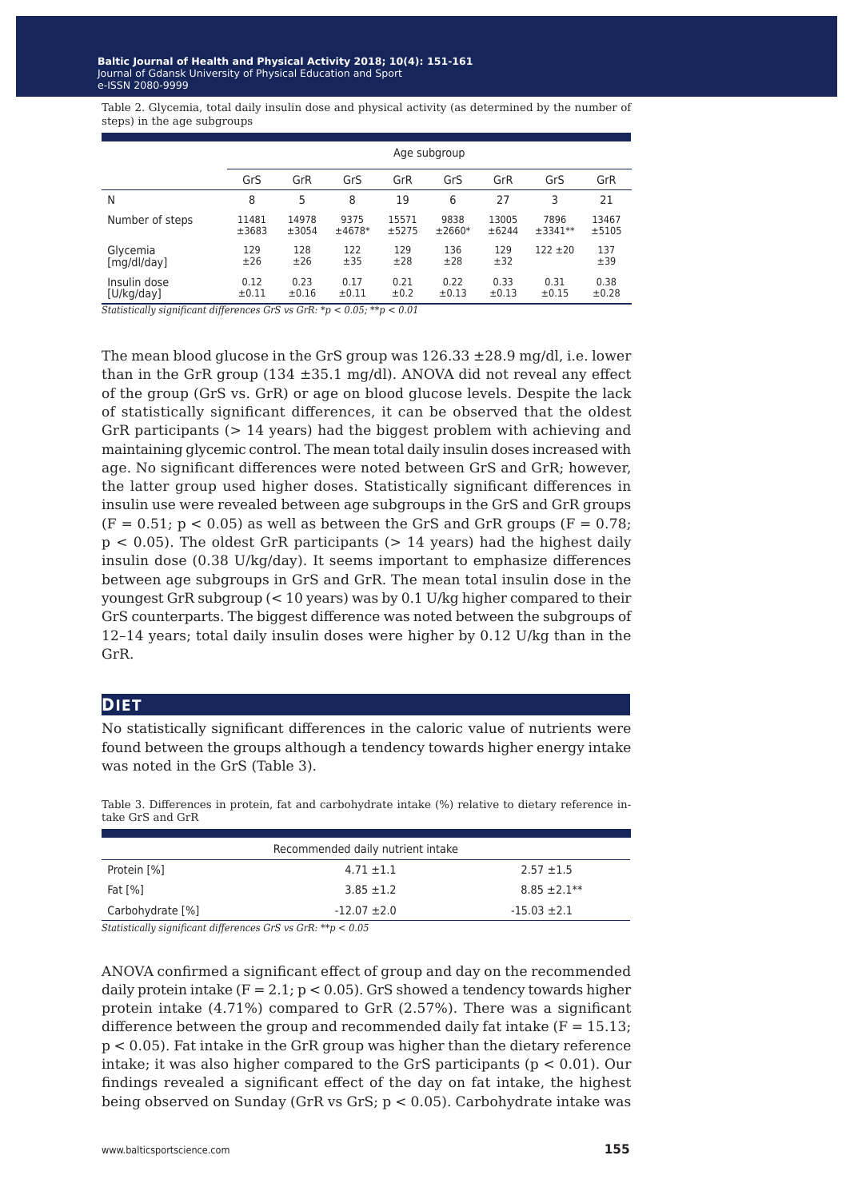Table 2. Glycemia, total daily insulin dose and physical activity (as determined by the number of steps) in the age subgroups

| | Age subgroup | | | | | | | |
|---|---|---|---|---|---|---|---|---|
| | GrS | GrR | GrS | GrR | GrS | GrR | GrS | GrR |
| N | 8 | 5 | 8 | 19 | 6 | 27 | 3 | 21 |
| Number of steps | 11481 ±3683 | 14978 ±3054 | 9375 ±4678* | 15571 ±5275 | 9838 ±2660* | 13005 ±6244 | 7896 ±3341** | 13467 ±5105 |
| Glycemia [mg/dl/day] | 129 ±26 | 128 ±26 | 122 ±35 | 129 ±28 | 136 ±28 | 129 ±32 | 122 ±20 | 137 ±39 |
| Insulin dose [U/kg/day] | 0.12 ±0.11 | 0.23 ±0.16 | 0.17 ±0.11 | 0.21 ±0.2 | 0.22 ±0.13 | 0.33 ±0.13 | 0.31 ±0.15 | 0.38 ±0.28 |

*Statistically significant differences GrS vs GrR: *p < 0.05; **p < 0.01*

The mean blood glucose in the GrS group was 126.33 ±28.9 mg/dl, i.e. lower than in the GrR group (134 ±35.1 mg/dl). ANOVA did not reveal any effect of the group (GrS vs. GrR) or age on blood glucose levels. Despite the lack of statistically significant differences, it can be observed that the oldest GrR participants (> 14 years) had the biggest problem with achieving and maintaining glycemic control. The mean total daily insulin doses increased with age. No significant differences were noted between GrS and GrR; however, the latter group used higher doses. Statistically significant differences in insulin use were revealed between age subgroups in the GrS and GrR groups ($F = 0.51$; $p < 0.05$) as well as between the GrS and GrR groups ($F = 0.78$; $p < 0.05$). The oldest GrR participants (> 14 years) had the highest daily insulin dose (0.38 U/kg/day). It seems important to emphasize differences between age subgroups in GrS and GrR. The mean total insulin dose in the youngest GrR subgroup (< 10 years) was by 0.1 U/kg higher compared to their GrS counterparts. The biggest difference was noted between the subgroups of 12–14 years; total daily insulin doses were higher by 0.12 U/kg than in the GrR.

## Diet

No statistically significant differences in the caloric value of nutrients were found between the groups although a tendency towards higher energy intake was noted in the GrS (Table 3).

Table 3. Differences in protein, fat and carbohydrate intake (%) relative to dietary reference intake GrS and GrR

| | Recommended daily nutrient intake | |
|---|---|---|
| Protein [%] | 4.71 ±1.1 | 2.57 ±1.5 |
| Fat [%] | 3.85 ±1.2 | 8.85 ±2.1** |
| Carbohydrate [%] | -12.07 ±2.0 | -15.03 ±2.1 |

*Statistically significant differences GrS vs GrR: **p < 0.05*

ANOVA confirmed a significant effect of group and day on the recommended daily protein intake ($F = 2.1$; $p < 0.05$). GrS showed a tendency towards higher protein intake (4.71%) compared to GrR (2.57%). There was a significant difference between the group and recommended daily fat intake ($F = 15.13$; $p < 0.05$). Fat intake in the GrR group was higher than the dietary reference intake; it was also higher compared to the GrS participants ($p < 0.01$). Our findings revealed a significant effect of the day on fat intake, the highest being observed on Sunday (GrR vs GrS; $p < 0.05$). Carbohydrate intake was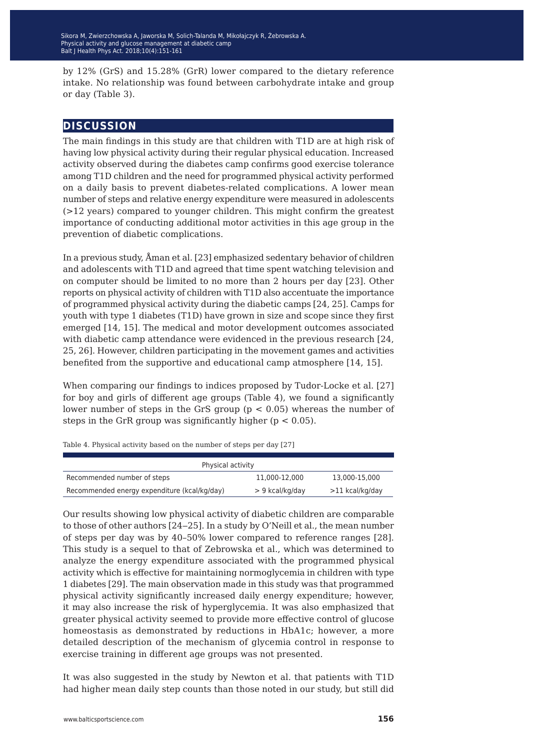by 12% (GrS) and 15.28% (GrR) lower compared to the dietary reference intake. No relationship was found between carbohydrate intake and group or day (Table 3).

## DISCUSSION

The main findings in this study are that children with T1D are at high risk of having low physical activity during their regular physical education. Increased activity observed during the diabetes camp confirms good exercise tolerance among T1D children and the need for programmed physical activity performed on a daily basis to prevent diabetes-related complications. A lower mean number of steps and relative energy expenditure were measured in adolescents (>12 years) compared to younger children. This might confirm the greatest importance of conducting additional motor activities in this age group in the prevention of diabetic complications.

In a previous study, Åman et al. [23] emphasized sedentary behavior of children and adolescents with T1D and agreed that time spent watching television and on computer should be limited to no more than 2 hours per day [23]. Other reports on physical activity of children with T1D also accentuate the importance of programmed physical activity during the diabetic camps [24, 25]. Camps for youth with type 1 diabetes (T1D) have grown in size and scope since they first emerged [14, 15]. The medical and motor development outcomes associated with diabetic camp attendance were evidenced in the previous research [24, 25, 26]. However, children participating in the movement games and activities benefited from the supportive and educational camp atmosphere [14, 15].

When comparing our findings to indices proposed by Tudor-Locke et al. [27] for boy and girls of different age groups (Table 4), we found a significantly lower number of steps in the GrS group ($p < 0.05$) whereas the number of steps in the GrR group was significantly higher ($p < 0.05$).

Table 4. Physical activity based on the number of steps per day [27]

| Physical activity | | |
|---|---|---|
| Recommended number of steps | 11,000-12,000 | 13,000-15,000 |
| Recommended energy expenditure (kcal/kg/day) | > 9 kcal/kg/day | >11 kcal/kg/day |

Our results showing low physical activity of diabetic children are comparable to those of other authors [24–25]. In a study by O'Neill et al., the mean number of steps per day was by 40–50% lower compared to reference ranges [28]. This study is a sequel to that of Zebrowska et al., which was determined to analyze the energy expenditure associated with the programmed physical activity which is effective for maintaining normoglycemia in children with type 1 diabetes [29]. The main observation made in this study was that programmed physical activity significantly increased daily energy expenditure; however, it may also increase the risk of hyperglycemia. It was also emphasized that greater physical activity seemed to provide more effective control of glucose homeostasis as demonstrated by reductions in HbA1c; however, a more detailed description of the mechanism of glycemia control in response to exercise training in different age groups was not presented.

It was also suggested in the study by Newton et al. that patients with T1D had higher mean daily step counts than those noted in our study, but still did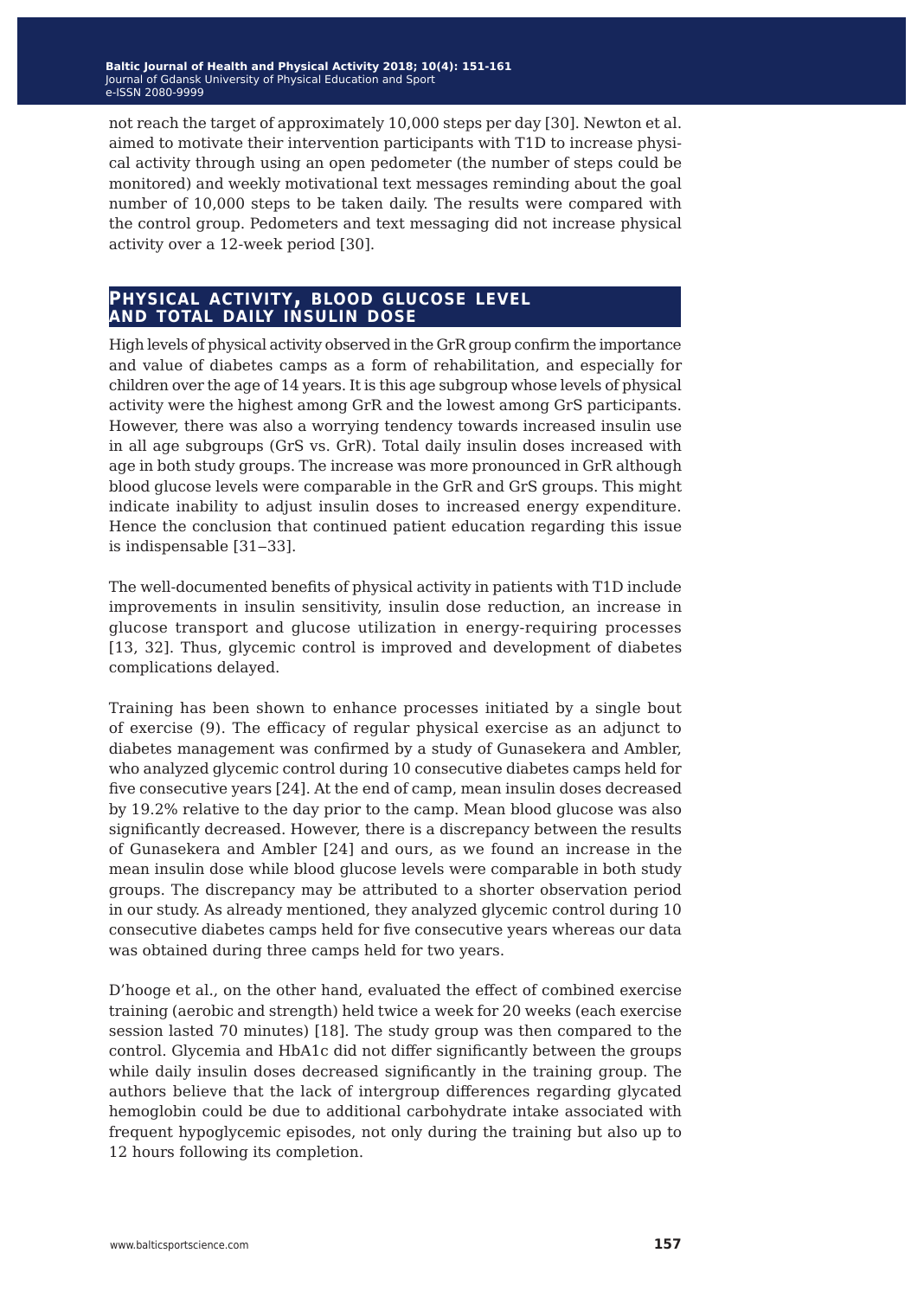not reach the target of approximately 10,000 steps per day [30]. Newton et al. aimed to motivate their intervention participants with T1D to increase physical activity through using an open pedometer (the number of steps could be monitored) and weekly motivational text messages reminding about the goal number of 10,000 steps to be taken daily. The results were compared with the control group. Pedometers and text messaging did not increase physical activity over a 12-week period [30].

## Physical activity, blood glucose level and total daily insulin dose

High levels of physical activity observed in the GrR group confirm the importance and value of diabetes camps as a form of rehabilitation, and especially for children over the age of 14 years. It is this age subgroup whose levels of physical activity were the highest among GrR and the lowest among GrS participants. However, there was also a worrying tendency towards increased insulin use in all age subgroups (GrS vs. GrR). Total daily insulin doses increased with age in both study groups. The increase was more pronounced in GrR although blood glucose levels were comparable in the GrR and GrS groups. This might indicate inability to adjust insulin doses to increased energy expenditure. Hence the conclusion that continued patient education regarding this issue is indispensable [31–33].

The well-documented benefits of physical activity in patients with T1D include improvements in insulin sensitivity, insulin dose reduction, an increase in glucose transport and glucose utilization in energy-requiring processes [13, 32]. Thus, glycemic control is improved and development of diabetes complications delayed.

Training has been shown to enhance processes initiated by a single bout of exercise (9). The efficacy of regular physical exercise as an adjunct to diabetes management was confirmed by a study of Gunasekera and Ambler, who analyzed glycemic control during 10 consecutive diabetes camps held for five consecutive years [24]. At the end of camp, mean insulin doses decreased by 19.2% relative to the day prior to the camp. Mean blood glucose was also significantly decreased. However, there is a discrepancy between the results of Gunasekera and Ambler [24] and ours, as we found an increase in the mean insulin dose while blood glucose levels were comparable in both study groups. The discrepancy may be attributed to a shorter observation period in our study. As already mentioned, they analyzed glycemic control during 10 consecutive diabetes camps held for five consecutive years whereas our data was obtained during three camps held for two years.

D'hooge et al., on the other hand, evaluated the effect of combined exercise training (aerobic and strength) held twice a week for 20 weeks (each exercise session lasted 70 minutes) [18]. The study group was then compared to the control. Glycemia and HbA1c did not differ significantly between the groups while daily insulin doses decreased significantly in the training group. The authors believe that the lack of intergroup differences regarding glycated hemoglobin could be due to additional carbohydrate intake associated with frequent hypoglycemic episodes, not only during the training but also up to 12 hours following its completion.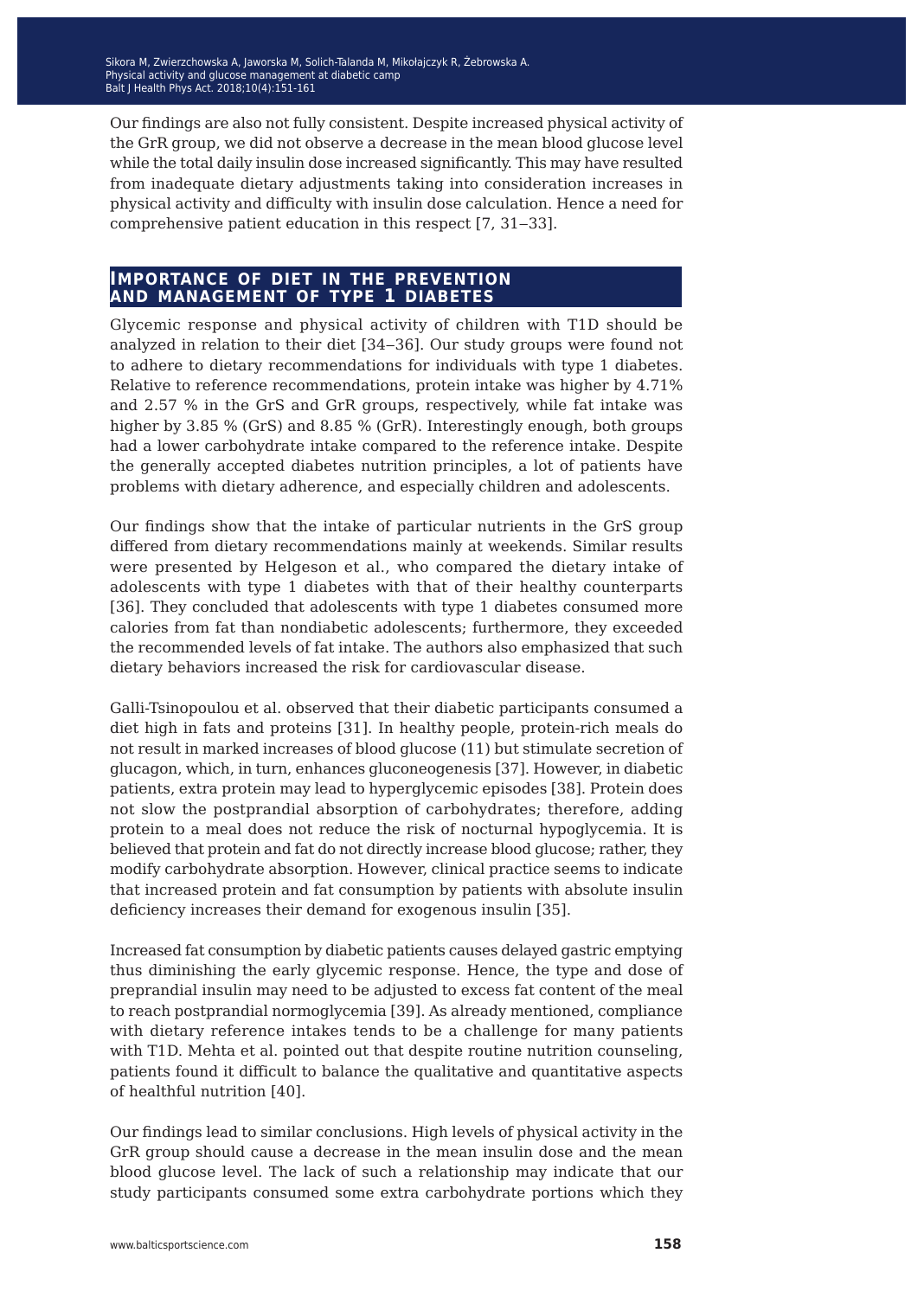Our findings are also not fully consistent. Despite increased physical activity of the GrR group, we did not observe a decrease in the mean blood glucose level while the total daily insulin dose increased significantly. This may have resulted from inadequate dietary adjustments taking into consideration increases in physical activity and difficulty with insulin dose calculation. Hence a need for comprehensive patient education in this respect [7, 31–33].

## Importance of diet in the prevention and management of type 1 diabetes

Glycemic response and physical activity of children with T1D should be analyzed in relation to their diet [34–36]. Our study groups were found not to adhere to dietary recommendations for individuals with type 1 diabetes. Relative to reference recommendations, protein intake was higher by 4.71% and 2.57 % in the GrS and GrR groups, respectively, while fat intake was higher by 3.85 % (GrS) and 8.85 % (GrR). Interestingly enough, both groups had a lower carbohydrate intake compared to the reference intake. Despite the generally accepted diabetes nutrition principles, a lot of patients have problems with dietary adherence, and especially children and adolescents.

Our findings show that the intake of particular nutrients in the GrS group differed from dietary recommendations mainly at weekends. Similar results were presented by Helgeson et al., who compared the dietary intake of adolescents with type 1 diabetes with that of their healthy counterparts [36]. They concluded that adolescents with type 1 diabetes consumed more calories from fat than nondiabetic adolescents; furthermore, they exceeded the recommended levels of fat intake. The authors also emphasized that such dietary behaviors increased the risk for cardiovascular disease.

Galli-Tsinopoulou et al. observed that their diabetic participants consumed a diet high in fats and proteins [31]. In healthy people, protein-rich meals do not result in marked increases of blood glucose (11) but stimulate secretion of glucagon, which, in turn, enhances gluconeogenesis [37]. However, in diabetic patients, extra protein may lead to hyperglycemic episodes [38]. Protein does not slow the postprandial absorption of carbohydrates; therefore, adding protein to a meal does not reduce the risk of nocturnal hypoglycemia. It is believed that protein and fat do not directly increase blood glucose; rather, they modify carbohydrate absorption. However, clinical practice seems to indicate that increased protein and fat consumption by patients with absolute insulin deficiency increases their demand for exogenous insulin [35].

Increased fat consumption by diabetic patients causes delayed gastric emptying thus diminishing the early glycemic response. Hence, the type and dose of preprandial insulin may need to be adjusted to excess fat content of the meal to reach postprandial normoglycemia [39]. As already mentioned, compliance with dietary reference intakes tends to be a challenge for many patients with T1D. Mehta et al. pointed out that despite routine nutrition counseling, patients found it difficult to balance the qualitative and quantitative aspects of healthful nutrition [40].

Our findings lead to similar conclusions. High levels of physical activity in the GrR group should cause a decrease in the mean insulin dose and the mean blood glucose level. The lack of such a relationship may indicate that our study participants consumed some extra carbohydrate portions which they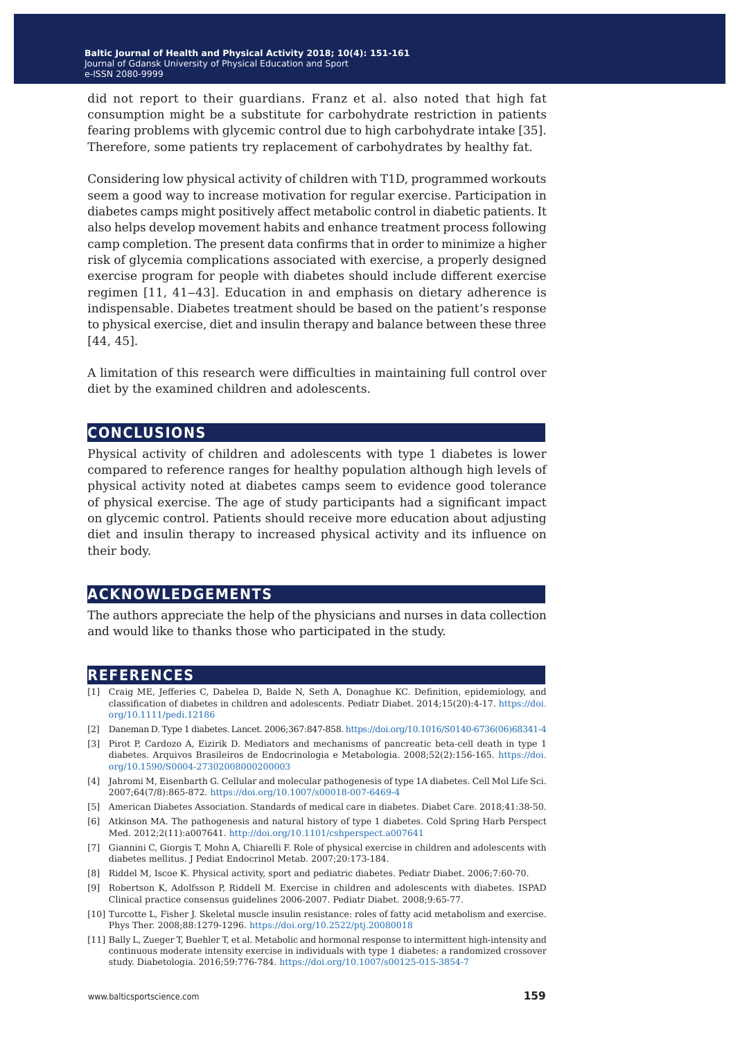did not report to their guardians. Franz et al. also noted that high fat consumption might be a substitute for carbohydrate restriction in patients fearing problems with glycemic control due to high carbohydrate intake [35]. Therefore, some patients try replacement of carbohydrates by healthy fat.

Considering low physical activity of children with T1D, programmed workouts seem a good way to increase motivation for regular exercise. Participation in diabetes camps might positively affect metabolic control in diabetic patients. It also helps develop movement habits and enhance treatment process following camp completion. The present data confirms that in order to minimize a higher risk of glycemia complications associated with exercise, a properly designed exercise program for people with diabetes should include different exercise regimen [11, 41–43]. Education in and emphasis on dietary adherence is indispensable. Diabetes treatment should be based on the patient's response to physical exercise, diet and insulin therapy and balance between these three [44, 45].

A limitation of this research were difficulties in maintaining full control over diet by the examined children and adolescents.

## CONCLUSIONS

Physical activity of children and adolescents with type 1 diabetes is lower compared to reference ranges for healthy population although high levels of physical activity noted at diabetes camps seem to evidence good tolerance of physical exercise. The age of study participants had a significant impact on glycemic control. Patients should receive more education about adjusting diet and insulin therapy to increased physical activity and its influence on their body.

## ACKNOWLEDGEMENTS

The authors appreciate the help of the physicians and nurses in data collection and would like to thanks those who participated in the study.

## REFERENCES

[1] Craig ME, Jefferies C, Dabelea D, Balde N, Seth A, Donaghue KC. Definition, epidemiology, and classification of diabetes in children and adolescents. Pediatr Diabet. 2014;15(20):4-17. https://doi.org/10.1111/pedi.12186

[2] Daneman D. Type 1 diabetes. Lancet. 2006;367:847-858. https://doi.org/10.1016/S0140-6736(06)68341-4

[3] Pirot P, Cardozo A, Eizirik D. Mediators and mechanisms of pancreatic beta-cell death in type 1 diabetes. Arquivos Brasileiros de Endocrinologia e Metabologia. 2008;52(2):156-165. https://doi.org/10.1590/S0004-27302008000200003

[4] Jahromi M, Eisenbarth G. Cellular and molecular pathogenesis of type 1A diabetes. Cell Mol Life Sci. 2007;64(7/8):865-872. https://doi.org/10.1007/s00018-007-6469-4

[5] American Diabetes Association. Standards of medical care in diabetes. Diabet Care. 2018;41:38-50.

[6] Atkinson MA. The pathogenesis and natural history of type 1 diabetes. Cold Spring Harb Perspect Med. 2012;2(11):a007641. http://doi.org/10.1101/cshperspect.a007641

[7] Giannini C, Giorgis T, Mohn A, Chiarelli F. Role of physical exercise in children and adolescents with diabetes mellitus. J Pediat Endocrinol Metab. 2007;20:173-184.

[8] Riddel M, Iscoe K. Physical activity, sport and pediatric diabetes. Pediatr Diabet. 2006;7:60-70.

[9] Robertson K, Adolfsson P, Riddell M. Exercise in children and adolescents with diabetes. ISPAD Clinical practice consensus guidelines 2006-2007. Pediatr Diabet. 2008;9:65-77.

[10] Turcotte L, Fisher J. Skeletal muscle insulin resistance: roles of fatty acid metabolism and exercise. Phys Ther. 2008;88:1279-1296. https://doi.org/10.2522/ptj.20080018

[11] Bally L, Zueger T, Buehler T, et al. Metabolic and hormonal response to intermittent high-intensity and continuous moderate intensity exercise in individuals with type 1 diabetes: a randomized crossover study. Diabetologia. 2016;59:776-784. https://doi.org/10.1007/s00125-015-3854-7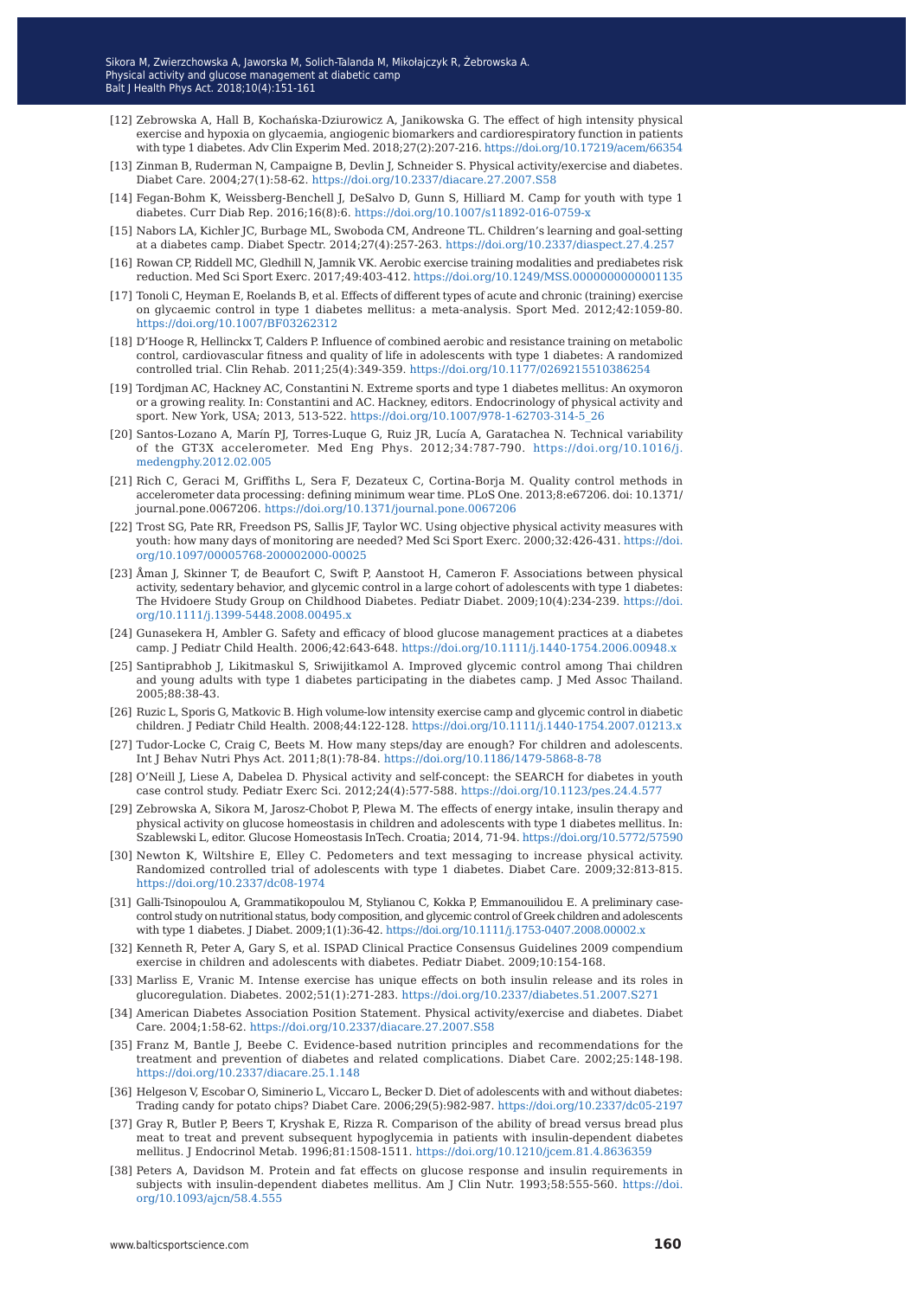[12] Zebrowska A, Hall B, Kochańska-Dziurowicz A, Janikowska G. The effect of high intensity physical exercise and hypoxia on glycaemia, angiogenic biomarkers and cardiorespiratory function in patients with type 1 diabetes. Adv Clin Experim Med. 2018;27(2):207-216. https://doi.org/10.17219/acem/66354

[13] Zinman B, Ruderman N, Campaigne B, Devlin J, Schneider S. Physical activity/exercise and diabetes. Diabet Care. 2004;27(1):58-62. https://doi.org/10.2337/diacare.27.2007.S58

[14] Fegan-Bohm K, Weissberg-Benchell J, DeSalvo D, Gunn S, Hilliard M. Camp for youth with type 1 diabetes. Curr Diab Rep. 2016;16(8):6. https://doi.org/10.1007/s11892-016-0759-x

[15] Nabors LA, Kichler JC, Burbage ML, Swoboda CM, Andreone TL. Children's learning and goal-setting at a diabetes camp. Diabet Spectr. 2014;27(4):257-263. https://doi.org/10.2337/diaspect.27.4.257

[16] Rowan CP, Riddell MC, Gledhill N, Jamnik VK. Aerobic exercise training modalities and prediabetes risk reduction. Med Sci Sport Exerc. 2017;49:403-412. https://doi.org/10.1249/MSS.0000000000001135

[17] Tonoli C, Heyman E, Roelands B, et al. Effects of different types of acute and chronic (training) exercise on glycaemic control in type 1 diabetes mellitus: a meta-analysis. Sport Med. 2012;42:1059-80. https://doi.org/10.1007/BF03262312

[18] D'Hooge R, Hellinckx T, Calders P. Influence of combined aerobic and resistance training on metabolic control, cardiovascular fitness and quality of life in adolescents with type 1 diabetes: A randomized controlled trial. Clin Rehab. 2011;25(4):349-359. https://doi.org/10.1177/0269215510386254

[19] Tordjman AC, Hackney AC, Constantini N. Extreme sports and type 1 diabetes mellitus: An oxymoron or a growing reality. In: Constantini and AC. Hackney, editors. Endocrinology of physical activity and sport. New York, USA; 2013, 513-522. https://doi.org/10.1007/978-1-62703-314-5_26

[20] Santos-Lozano A, Marín PJ, Torres-Luque G, Ruiz JR, Lucía A, Garatachea N. Technical variability of the GT3X accelerometer. Med Eng Phys. 2012;34:787-790. https://doi.org/10.1016/j.medengphy.2012.02.005

[21] Rich C, Geraci M, Griffiths L, Sera F, Dezateux C, Cortina-Borja M. Quality control methods in accelerometer data processing: defining minimum wear time. PLoS One. 2013;8:e67206. doi: 10.1371/journal.pone.0067206. https://doi.org/10.1371/journal.pone.0067206

[22] Trost SG, Pate RR, Freedson PS, Sallis JF, Taylor WC. Using objective physical activity measures with youth: how many days of monitoring are needed? Med Sci Sport Exerc. 2000;32:426-431. https://doi.org/10.1097/00005768-200002000-00025

[23] Åman J, Skinner T, de Beaufort C, Swift P, Aanstoot H, Cameron F. Associations between physical activity, sedentary behavior, and glycemic control in a large cohort of adolescents with type 1 diabetes: The Hvidoere Study Group on Childhood Diabetes. Pediatr Diabet. 2009;10(4):234-239. https://doi.org/10.1111/j.1399-5448.2008.00495.x

[24] Gunasekera H, Ambler G. Safety and efficacy of blood glucose management practices at a diabetes camp. J Pediatr Child Health. 2006;42:643-648. https://doi.org/10.1111/j.1440-1754.2006.00948.x

[25] Santiprabhob J, Likitmaskul S, Sriwijitkamol A. Improved glycemic control among Thai children and young adults with type 1 diabetes participating in the diabetes camp. J Med Assoc Thailand. 2005;88:38-43.

[26] Ruzic L, Sporis G, Matkovic B. High volume-low intensity exercise camp and glycemic control in diabetic children. J Pediatr Child Health. 2008;44:122-128. https://doi.org/10.1111/j.1440-1754.2007.01213.x

[27] Tudor-Locke C, Craig C, Beets M. How many steps/day are enough? For children and adolescents. Int J Behav Nutri Phys Act. 2011;8(1):78-84. https://doi.org/10.1186/1479-5868-8-78

[28] O'Neill J, Liese A, Dabelea D. Physical activity and self-concept: the SEARCH for diabetes in youth case control study. Pediatr Exerc Sci. 2012;24(4):577-588. https://doi.org/10.1123/pes.24.4.577

[29] Zebrowska A, Sikora M, Jarosz-Chobot P, Plewa M. The effects of energy intake, insulin therapy and physical activity on glucose homeostasis in children and adolescents with type 1 diabetes mellitus. In: Szablewski L, editor. Glucose Homeostasis InTech. Croatia; 2014, 71-94. https://doi.org/10.5772/57590

[30] Newton K, Wiltshire E, Elley C. Pedometers and text messaging to increase physical activity. Randomized controlled trial of adolescents with type 1 diabetes. Diabet Care. 2009;32:813-815. https://doi.org/10.2337/dc08-1974

[31] Galli-Tsinopoulou A, Grammatikopoulou M, Stylianou C, Kokka P, Emmanouilidou E. A preliminary case-control study on nutritional status, body composition, and glycemic control of Greek children and adolescents with type 1 diabetes. J Diabet. 2009;1(1):36-42. https://doi.org/10.1111/j.1753-0407.2008.00002.x

[32] Kenneth R, Peter A, Gary S, et al. ISPAD Clinical Practice Consensus Guidelines 2009 compendium exercise in children and adolescents with diabetes. Pediatr Diabet. 2009;10:154-168.

[33] Marliss E, Vranic M. Intense exercise has unique effects on both insulin release and its roles in glucoregulation. Diabetes. 2002;51(1):271-283. https://doi.org/10.2337/diabetes.51.2007.S271

[34] American Diabetes Association Position Statement. Physical activity/exercise and diabetes. Diabet Care. 2004;1:58-62. https://doi.org/10.2337/diacare.27.2007.S58

[35] Franz M, Bantle J, Beebe C. Evidence-based nutrition principles and recommendations for the treatment and prevention of diabetes and related complications. Diabet Care. 2002;25:148-198. https://doi.org/10.2337/diacare.25.1.148

[36] Helgeson V, Escobar O, Siminerio L, Viccaro L, Becker D. Diet of adolescents with and without diabetes: Trading candy for potato chips? Diabet Care. 2006;29(5):982-987. https://doi.org/10.2337/dc05-2197

[37] Gray R, Butler P, Beers T, Kryshak E, Rizza R. Comparison of the ability of bread versus bread plus meat to treat and prevent subsequent hypoglycemia in patients with insulin-dependent diabetes mellitus. J Endocrinol Metab. 1996;81:1508-1511. https://doi.org/10.1210/jcem.81.4.8636359

[38] Peters A, Davidson M. Protein and fat effects on glucose response and insulin requirements in subjects with insulin-dependent diabetes mellitus. Am J Clin Nutr. 1993;58:555-560. https://doi.org/10.1093/ajcn/58.4.555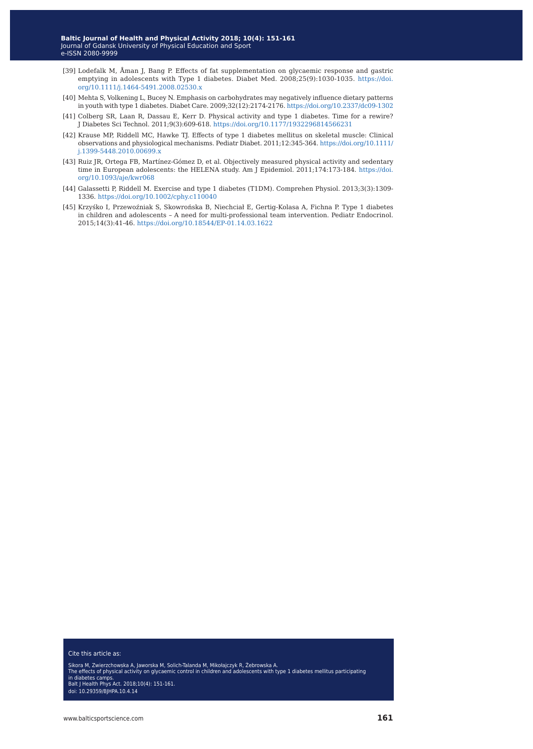[39] Lodefalk M, Åman J, Bang P. Effects of fat supplementation on glycaemic response and gastric emptying in adolescents with Type 1 diabetes. Diabet Med. 2008;25(9):1030-1035. https://doi.org/10.1111/j.1464-5491.2008.02530.x

[40] Mehta S, Volkening L, Bucey N. Emphasis on carbohydrates may negatively influence dietary patterns in youth with type 1 diabetes. Diabet Care. 2009;32(12):2174-2176. https://doi.org/10.2337/dc09-1302

[41] Colberg SR, Laan R, Dassau E, Kerr D. Physical activity and type 1 diabetes. Time for a rewire? J Diabetes Sci Technol. 2011;9(3):609-618. https://doi.org/10.1177/1932296814566231

[42] Krause MP, Riddell MC, Hawke TJ. Effects of type 1 diabetes mellitus on skeletal muscle: Clinical observations and physiological mechanisms. Pediatr Diabet. 2011;12:345-364. https://doi.org/10.1111/j.1399-5448.2010.00699.x

[43] Ruiz JR, Ortega FB, Martínez-Gómez D, et al. Objectively measured physical activity and sedentary time in European adolescents: the HELENA study. Am J Epidemiol. 2011;174:173-184. https://doi.org/10.1093/aje/kwr068

[44] Galassetti P, Riddell M. Exercise and type 1 diabetes (T1DM). Comprehen Physiol. 2013;3(3):1309-1336. https://doi.org/10.1002/cphy.c110040

[45] Krzyśko I, Przewoźniak S, Skowrońska B, Niechciał E, Gertig-Kolasa A, Fichna P. Type 1 diabetes in children and adolescents – A need for multi-professional team intervention. Pediatr Endocrinol. 2015;14(3):41-46. https://doi.org/10.18544/EP-01.14.03.1622

Cite this article as:

Sikora M, Zwierzchowska A, Jaworska M, Solich-Talanda M, Mikołajczyk R, Żebrowska A.
The effects of physical activity on glycaemic control in children and adolescents with type 1 diabetes mellitus participating in diabetes camps.
Balt J Health Phys Act. 2018;10(4): 151-161.
doi: 10.29359/BJHPA.10.4.14